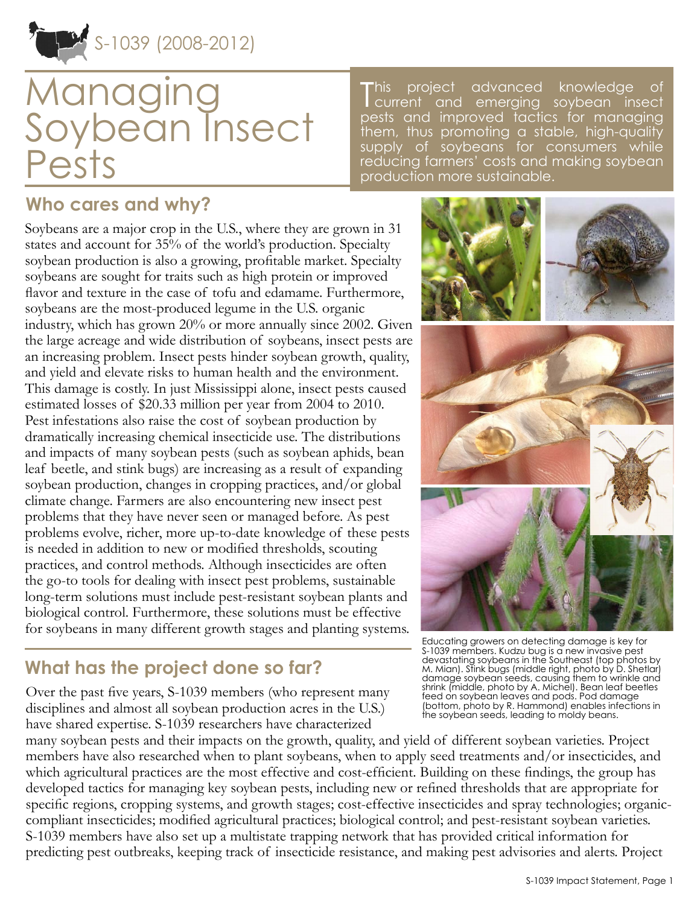S-1039 (2008-2012)

# Managing Soybean Insect Pests

This project advanced knowledge of current and emerging soybean insect pests and improved tactics for managing them, thus promoting a stable, high-quality supply of soybeans for consumers while reducing farmers' costs and making soybean production more sustainable.

## Who cares and why?

Soybeans are a major crop in the U.S., where they are grown in 31 states and account for 35% of the world's production. Specialty soybean production is also a growing, profitable market. Specialty soybeans are sought for traits such as high protein or improved flavor and texture in the case of tofu and edamame. Furthermore, soybeans are the most-produced legume in the U.S. organic industry, which has grown 20% or more annually since 2002. Given the large acreage and wide distribution of soybeans, insect pests are an increasing problem. Insect pests hinder soybean growth, quality, and yield and elevate risks to human health and the environment. This damage is costly. In just Mississippi alone, insect pests caused estimated losses of $20.33 million per year from 2004 to 2010. Pest infestations also raise the cost of soybean production by dramatically increasing chemical insecticide use. The distributions and impacts of many soybean pests (such as soybean aphids, bean leaf beetle, and stink bugs) are increasing as a result of expanding soybean production, changes in cropping practices, and/or global climate change. Farmers are also encountering new insect pest problems that they have never seen or managed before. As pest problems evolve, richer, more up-to-date knowledge of these pests is needed in addition to new or modified thresholds, scouting practices, and control methods. Although insecticides are often the go-to tools for dealing with insect pest problems, sustainable long-term solutions must include pest-resistant soybean plants and biological control. Furthermore, these solutions must be effective for soybeans in many different growth stages and planting systems.

Educating growers on detecting damage is key for S-1039 members. Kudzu bug is a new invasive pest devastating soybeans in the Southeast (top photos by M. Mian). Stink bugs (middle right, photo by D. Shetlar) damage soybean seeds, causing them to wrinkle and shrink (middle, photo by A. Michel). Bean leaf beetles feed on soybean leaves and pods. Pod damage (bottom, photo by R. Hammond) enables infections in the soybean seeds, leading to moldy beans.

## What has the project done so far?

Over the past five years, S-1039 members (who represent many disciplines and almost all soybean production acres in the U.S.) have shared expertise. S-1039 researchers have characterized many soybean pests and their impacts on the growth, quality, and yield of different soybean varieties. Project members have also researched when to plant soybeans, when to apply seed treatments and/or insecticides, and which agricultural practices are the most effective and cost-efficient. Building on these findings, the group has developed tactics for managing key soybean pests, including new or refined thresholds that are appropriate for specific regions, cropping systems, and growth stages; cost-effective insecticides and spray technologies; organic-compliant insecticides; modified agricultural practices; biological control; and pest-resistant soybean varieties. S-1039 members have also set up a multistate trapping network that has provided critical information for predicting pest outbreaks, keeping track of insecticide resistance, and making pest advisories and alerts. Project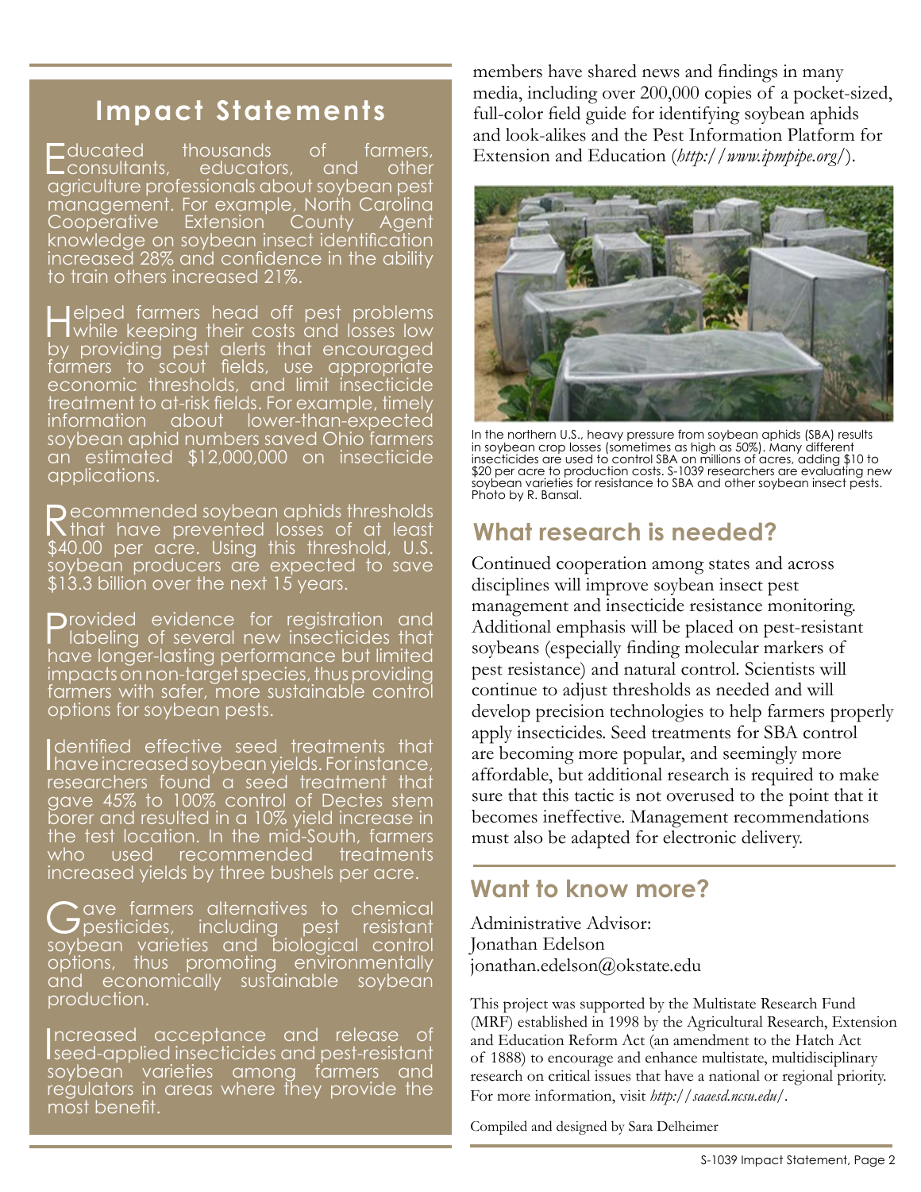## Impact Statements

Educated thousands of farmers, consultants, educators, and other agriculture professionals about soybean pest management. For example, North Carolina Cooperative Extension County Agent knowledge on soybean insect identification increased 28% and confidence in the ability to train others increased 21%.

Helped farmers head off pest problems while keeping their costs and losses low by providing pest alerts that encouraged farmers to scout fields, use appropriate economic thresholds, and limit insecticide treatment to at-risk fields. For example, timely information about lower-than-expected soybean aphid numbers saved Ohio farmers an estimated $12,000,000 on insecticide applications.

Recommended soybean aphids thresholds that have prevented losses of at least $40.00 per acre. Using this threshold, U.S. soybean producers are expected to save $13.3 billion over the next 15 years.

Provided evidence for registration and labeling of several new insecticides that have longer-lasting performance but limited impacts on non-target species, thus providing farmers with safer, more sustainable control options for soybean pests.

Identified effective seed treatments that have increased soybean yields. For instance, researchers found a seed treatment that gave 45% to 100% control of Dectes stem borer and resulted in a 10% yield increase in the test location. In the mid-South, farmers who used recommended treatments increased yields by three bushels per acre.

Gave farmers alternatives to chemical pesticides, including pest resistant soybean varieties and biological control options, thus promoting environmentally and economically sustainable soybean production.

Increased acceptance and release of seed-applied insecticides and pest-resistant soybean varieties among farmers and regulators in areas where they provide the most benefit.

members have shared news and findings in many media, including over 200,000 copies of a pocket-sized, full-color field guide for identifying soybean aphids and look-alikes and the Pest Information Platform for Extension and Education (*http://www.ipmpipe.org/*).

In the northern U.S., heavy pressure from soybean aphids (SBA) results in soybean crop losses (sometimes as high as 50%). Many different insecticides are used to control SBA on millions of acres, adding $10 to $20 per acre to production costs. S-1039 researchers are evaluating new soybean varieties for resistance to SBA and other soybean insect pests. Photo by R. Bansal.

## What research is needed?

Continued cooperation among states and across disciplines will improve soybean insect pest management and insecticide resistance monitoring. Additional emphasis will be placed on pest-resistant soybeans (especially finding molecular markers of pest resistance) and natural control. Scientists will continue to adjust thresholds as needed and will develop precision technologies to help farmers properly apply insecticides. Seed treatments for SBA control are becoming more popular, and seemingly more affordable, but additional research is required to make sure that this tactic is not overused to the point that it becomes ineffective. Management recommendations must also be adapted for electronic delivery.

## Want to know more?

Administrative Advisor:
Jonathan Edelson
jonathan.edelson@okstate.edu

This project was supported by the Multistate Research Fund (MRF) established in 1998 by the Agricultural Research, Extension and Education Reform Act (an amendment to the Hatch Act of 1888) to encourage and enhance multistate, multidisciplinary research on critical issues that have a national or regional priority. For more information, visit *http://saaesd.ncsu.edu/*.

Compiled and designed by Sara Delheimer